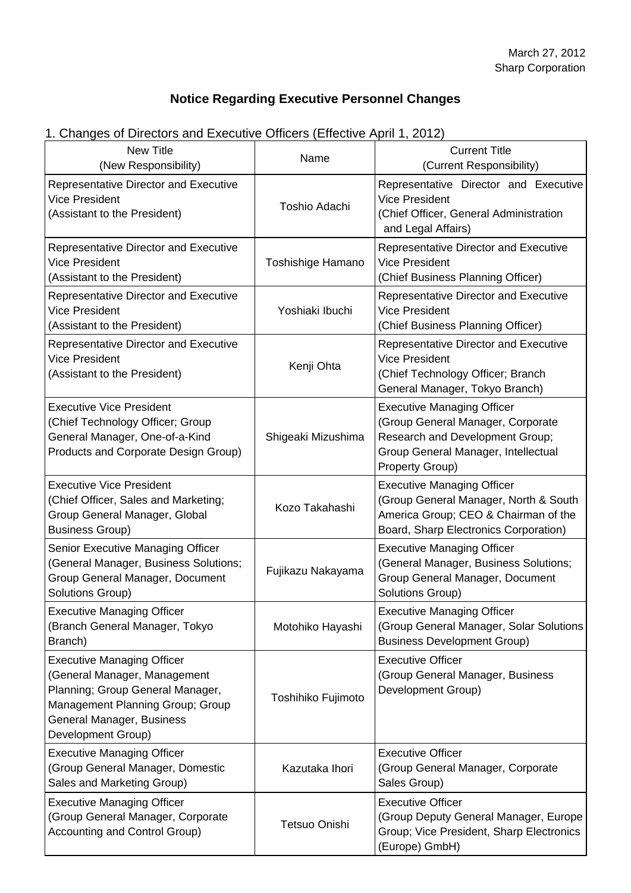March 27, 2012
Sharp Corporation

# Notice Regarding Executive Personnel Changes

## 1. Changes of Directors and Executive Officers (Effective April 1, 2012)

| New Title (New Responsibility) | Name | Current Title (Current Responsibility) |
| --- | --- | --- |
| Representative Director and Executive Vice President (Assistant to the President) | Toshio Adachi | Representative Director and Executive Vice President (Chief Officer, General Administration and Legal Affairs) |
| Representative Director and Executive Vice President (Assistant to the President) | Toshishige Hamano | Representative Director and Executive Vice President (Chief Business Planning Officer) |
| Representative Director and Executive Vice President (Assistant to the President) | Yoshiaki Ibuchi | Representative Director and Executive Vice President (Chief Business Planning Officer) |
| Representative Director and Executive Vice President (Assistant to the President) | Kenji Ohta | Representative Director and Executive Vice President (Chief Technology Officer; Branch General Manager, Tokyo Branch) |
| Executive Vice President (Chief Technology Officer; Group General Manager, One-of-a-Kind Products and Corporate Design Group) | Shigeaki Mizushima | Executive Managing Officer (Group General Manager, Corporate Research and Development Group; Group General Manager, Intellectual Property Group) |
| Executive Vice President (Chief Officer, Sales and Marketing; Group General Manager, Global Business Group) | Kozo Takahashi | Executive Managing Officer (Group General Manager, North & South America Group; CEO & Chairman of the Board, Sharp Electronics Corporation) |
| Senior Executive Managing Officer (General Manager, Business Solutions; Group General Manager, Document Solutions Group) | Fujikazu Nakayama | Executive Managing Officer (General Manager, Business Solutions; Group General Manager, Document Solutions Group) |
| Executive Managing Officer (Branch General Manager, Tokyo Branch) | Motohiko Hayashi | Executive Managing Officer (Group General Manager, Solar Solutions Business Development Group) |
| Executive Managing Officer (General Manager, Management Planning; Group General Manager, Management Planning Group; Group General Manager, Business Development Group) | Toshihiko Fujimoto | Executive Officer (Group General Manager, Business Development Group) |
| Executive Managing Officer (Group General Manager, Domestic Sales and Marketing Group) | Kazutaka Ihori | Executive Officer (Group General Manager, Corporate Sales Group) |
| Executive Managing Officer (Group General Manager, Corporate Accounting and Control Group) | Tetsuo Onishi | Executive Officer (Group Deputy General Manager, Europe Group; Vice President, Sharp Electronics (Europe) GmbH) |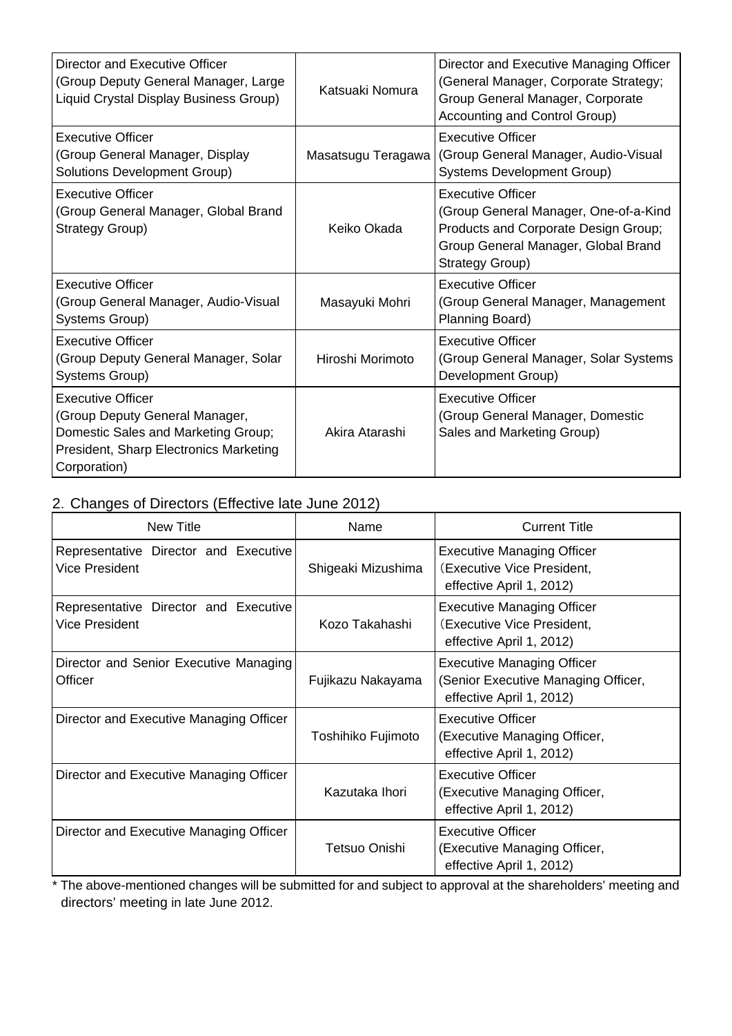| | | |
|---|---|---|
| Director and Executive Officer (Group Deputy General Manager, Large Liquid Crystal Display Business Group) | Katsuaki Nomura | Director and Executive Managing Officer (General Manager, Corporate Strategy; Group General Manager, Corporate Accounting and Control Group) |
| Executive Officer (Group General Manager, Display Solutions Development Group) | Masatsugu Teragawa | Executive Officer (Group General Manager, Audio-Visual Systems Development Group) |
| Executive Officer (Group General Manager, Global Brand Strategy Group) | Keiko Okada | Executive Officer (Group General Manager, One-of-a-Kind Products and Corporate Design Group; Group General Manager, Global Brand Strategy Group) |
| Executive Officer (Group General Manager, Audio-Visual Systems Group) | Masayuki Mohri | Executive Officer (Group General Manager, Management Planning Board) |
| Executive Officer (Group Deputy General Manager, Solar Systems Group) | Hiroshi Morimoto | Executive Officer (Group General Manager, Solar Systems Development Group) |
| Executive Officer (Group Deputy General Manager, Domestic Sales and Marketing Group; President, Sharp Electronics Marketing Corporation) | Akira Atarashi | Executive Officer (Group General Manager, Domestic Sales and Marketing Group) |

## 2. Changes of Directors (Effective late June 2012)

| New Title | Name | Current Title |
|---|---|---|
| Representative Director and Executive Vice President | Shigeaki Mizushima | Executive Managing Officer (Executive Vice President, effective April 1, 2012) |
| Representative Director and Executive Vice President | Kozo Takahashi | Executive Managing Officer (Executive Vice President, effective April 1, 2012) |
| Director and Senior Executive Managing Officer | Fujikazu Nakayama | Executive Managing Officer (Senior Executive Managing Officer, effective April 1, 2012) |
| Director and Executive Managing Officer | Toshihiko Fujimoto | Executive Officer (Executive Managing Officer, effective April 1, 2012) |
| Director and Executive Managing Officer | Kazutaka Ihori | Executive Officer (Executive Managing Officer, effective April 1, 2012) |
| Director and Executive Managing Officer | Tetsuo Onishi | Executive Officer (Executive Managing Officer, effective April 1, 2012) |

* The above-mentioned changes will be submitted for and subject to approval at the shareholders' meeting and directors' meeting in late June 2012.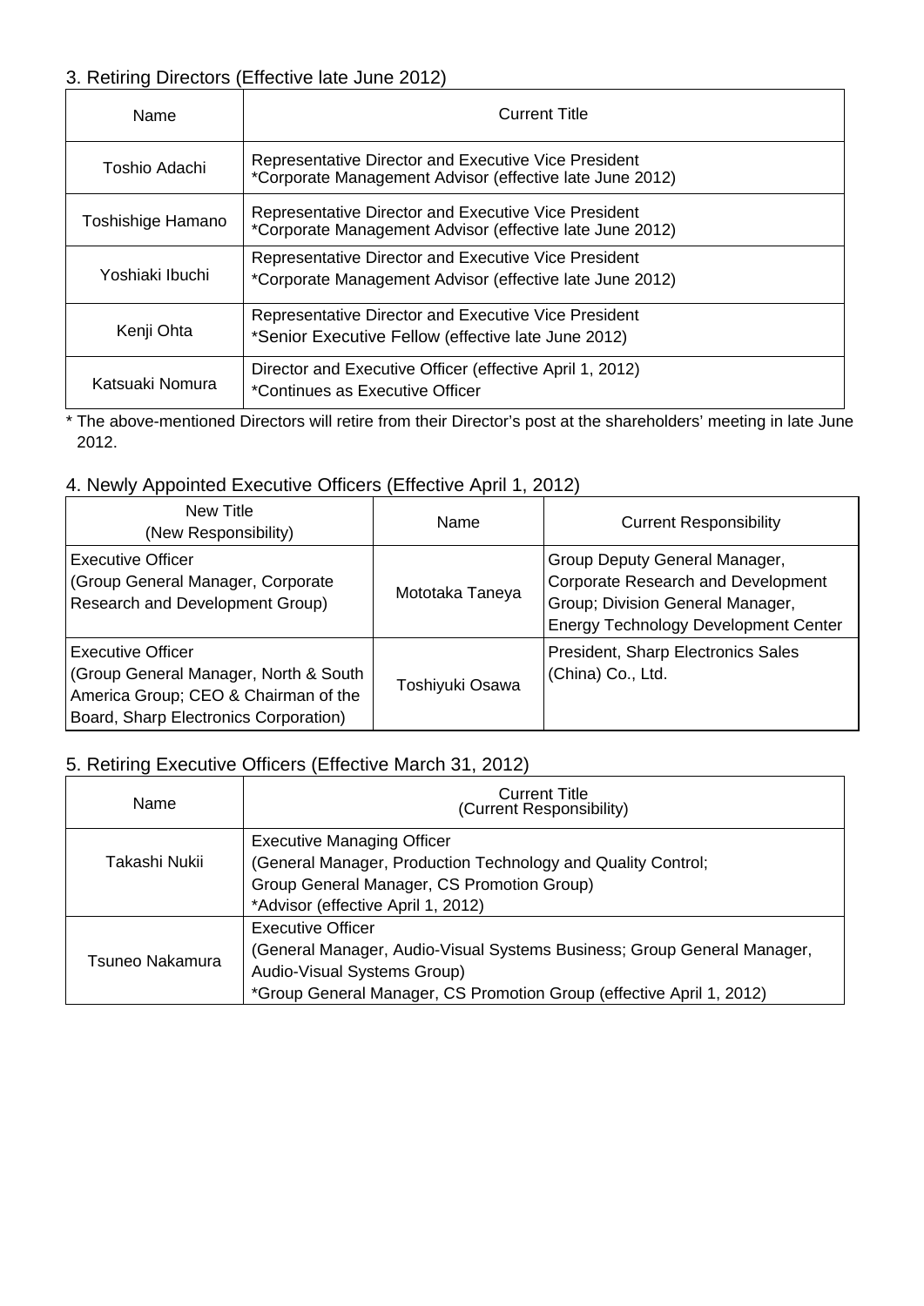### 3. Retiring Directors (Effective late June 2012)

| Name | Current Title |
|---|---|
| Toshio Adachi | Representative Director and Executive Vice President<br>*Corporate Management Advisor (effective late June 2012) |
| Toshishige Hamano | Representative Director and Executive Vice President<br>*Corporate Management Advisor (effective late June 2012) |
| Yoshiaki Ibuchi | Representative Director and Executive Vice President<br>*Corporate Management Advisor (effective late June 2012) |
| Kenji Ohta | Representative Director and Executive Vice President<br>*Senior Executive Fellow (effective late June 2012) |
| Katsuaki Nomura | Director and Executive Officer (effective April 1, 2012)<br>*Continues as Executive Officer |

* The above-mentioned Directors will retire from their Director's post at the shareholders' meeting in late June 2012.

### 4. Newly Appointed Executive Officers (Effective April 1, 2012)

| New Title<br>(New Responsibility) | Name | Current Responsibility |
|---|---|---|
| Executive Officer<br>(Group General Manager, Corporate Research and Development Group) | Mototaka Taneya | Group Deputy General Manager, Corporate Research and Development Group; Division General Manager, Energy Technology Development Center |
| Executive Officer<br>(Group General Manager, North & South America Group; CEO & Chairman of the Board, Sharp Electronics Corporation) | Toshiyuki Osawa | President, Sharp Electronics Sales (China) Co., Ltd. |

### 5. Retiring Executive Officers (Effective March 31, 2012)

| Name | Current Title<br>(Current Responsibility) |
|---|---|
| Takashi Nukii | Executive Managing Officer<br>(General Manager, Production Technology and Quality Control; Group General Manager, CS Promotion Group)<br>*Advisor (effective April 1, 2012) |
| Tsuneo Nakamura | Executive Officer<br>(General Manager, Audio-Visual Systems Business; Group General Manager, Audio-Visual Systems Group)<br>*Group General Manager, CS Promotion Group (effective April 1, 2012) |